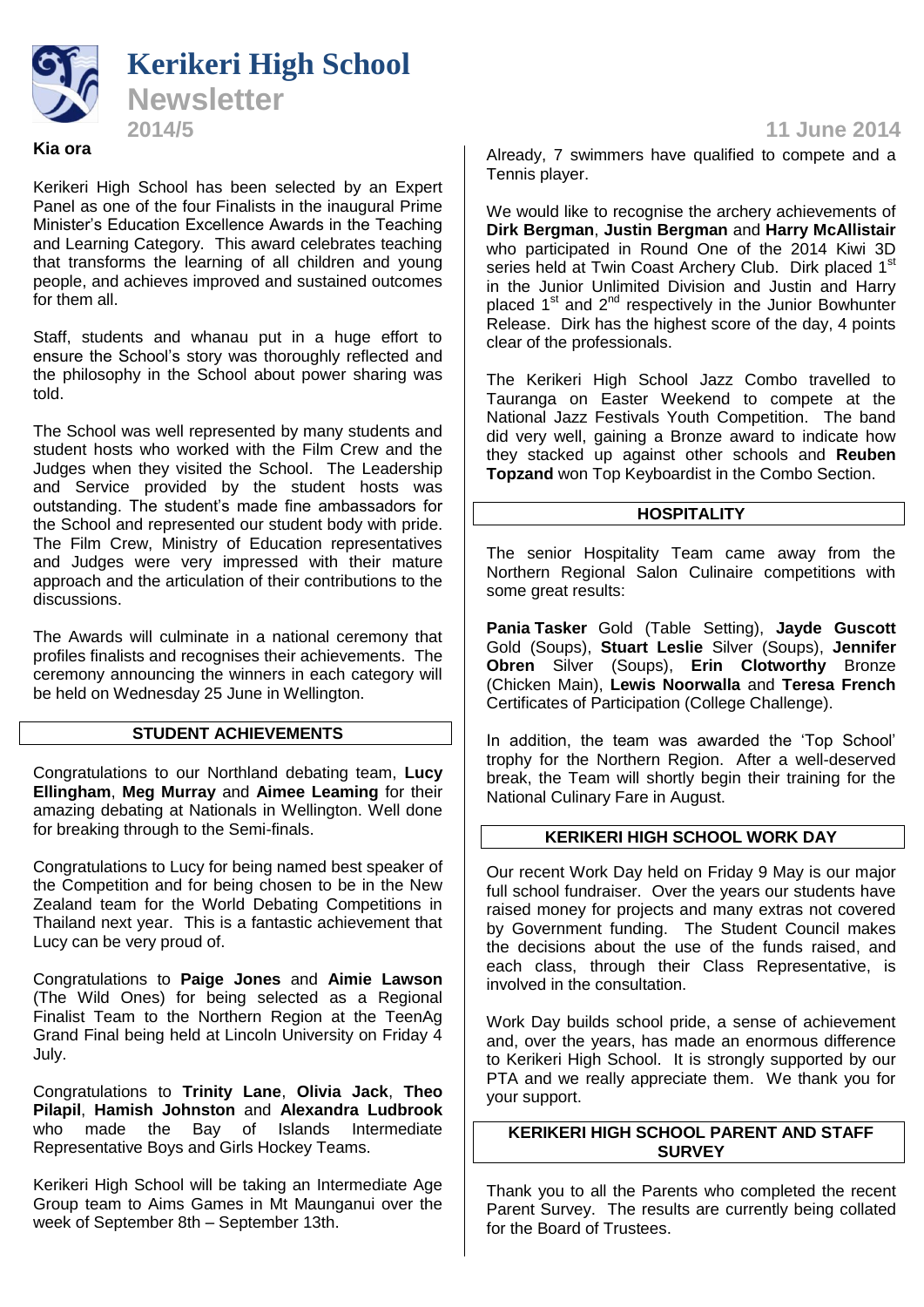# Kerikeri High School

## Newsletter

**2014/5**

**11 June 2014**

**Kia ora**

Kerikeri High School has been selected by an Expert Panel as one of the four Finalists in the inaugural Prime Minister's Education Excellence Awards in the Teaching and Learning Category. This award celebrates teaching that transforms the learning of all children and young people, and achieves improved and sustained outcomes for them all.

Staff, students and whanau put in a huge effort to ensure the School's story was thoroughly reflected and the philosophy in the School about power sharing was told.

The School was well represented by many students and student hosts who worked with the Film Crew and the Judges when they visited the School. The Leadership and Service provided by the student hosts was outstanding. The student's made fine ambassadors for the School and represented our student body with pride. The Film Crew, Ministry of Education representatives and Judges were very impressed with their mature approach and the articulation of their contributions to the discussions.

The Awards will culminate in a national ceremony that profiles finalists and recognises their achievements. The ceremony announcing the winners in each category will be held on Wednesday 25 June in Wellington.

### STUDENT ACHIEVEMENTS

Congratulations to our Northland debating team, **Lucy Ellingham**, **Meg Murray** and **Aimee Leaming** for their amazing debating at Nationals in Wellington. Well done for breaking through to the Semi-finals.

Congratulations to Lucy for being named best speaker of the Competition and for being chosen to be in the New Zealand team for the World Debating Competitions in Thailand next year. This is a fantastic achievement that Lucy can be very proud of.

Congratulations to **Paige Jones** and **Aimie Lawson** (The Wild Ones) for being selected as a Regional Finalist Team to the Northern Region at the TeenAg Grand Final being held at Lincoln University on Friday 4 July.

Congratulations to **Trinity Lane**, **Olivia Jack**, **Theo Pilapil**, **Hamish Johnston** and **Alexandra Ludbrook** who made the Bay of Islands Intermediate Representative Boys and Girls Hockey Teams.

Kerikeri High School will be taking an Intermediate Age Group team to Aims Games in Mt Maunganui over the week of September 8th – September 13th. Already, 7 swimmers have qualified to compete and a Tennis player.

We would like to recognise the archery achievements of **Dirk Bergman**, **Justin Bergman** and **Harry McAllistair** who participated in Round One of the 2014 Kiwi 3D series held at Twin Coast Archery Club. Dirk placed 1st in the Junior Unlimited Division and Justin and Harry placed 1st and 2nd respectively in the Junior Bowhunter Release. Dirk has the highest score of the day, 4 points clear of the professionals.

The Kerikeri High School Jazz Combo travelled to Tauranga on Easter Weekend to compete at the National Jazz Festivals Youth Competition. The band did very well, gaining a Bronze award to indicate how they stacked up against other schools and **Reuben Topzand** won Top Keyboardist in the Combo Section.

### HOSPITALITY

The senior Hospitality Team came away from the Northern Regional Salon Culinaire competitions with some great results:

**Pania Tasker** Gold (Table Setting), **Jayde Guscott** Gold (Soups), **Stuart Leslie** Silver (Soups), **Jennifer Obren** Silver (Soups), **Erin Clotworthy** Bronze (Chicken Main), **Lewis Noorwalla** and **Teresa French** Certificates of Participation (College Challenge).

In addition, the team was awarded the 'Top School' trophy for the Northern Region. After a well-deserved break, the Team will shortly begin their training for the National Culinary Fare in August.

### KERIKERI HIGH SCHOOL WORK DAY

Our recent Work Day held on Friday 9 May is our major full school fundraiser. Over the years our students have raised money for projects and many extras not covered by Government funding. The Student Council makes the decisions about the use of the funds raised, and each class, through their Class Representative, is involved in the consultation.

Work Day builds school pride, a sense of achievement and, over the years, has made an enormous difference to Kerikeri High School. It is strongly supported by our PTA and we really appreciate them. We thank you for your support.

### KERIKERI HIGH SCHOOL PARENT AND STAFF SURVEY

Thank you to all the Parents who completed the recent Parent Survey. The results are currently being collated for the Board of Trustees.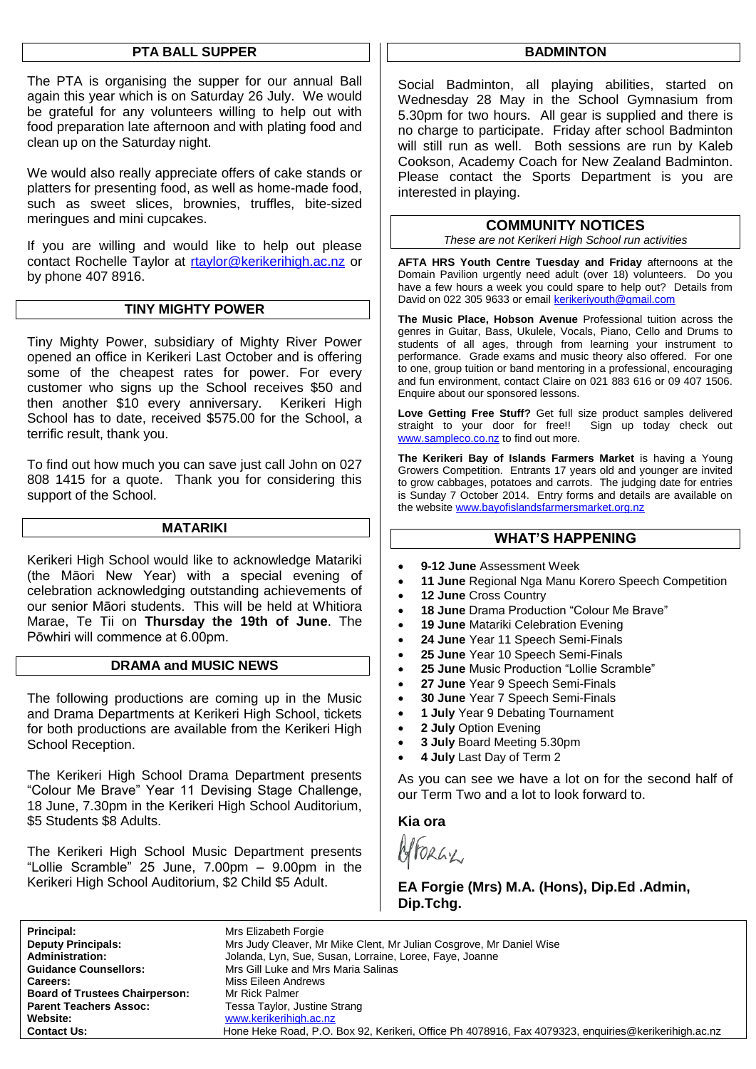## PTA BALL SUPPER

The PTA is organising the supper for our annual Ball again this year which is on Saturday 26 July. We would be grateful for any volunteers willing to help out with food preparation late afternoon and with plating food and clean up on the Saturday night.

We would also really appreciate offers of cake stands or platters for presenting food, as well as home-made food, such as sweet slices, brownies, truffles, bite-sized meringues and mini cupcakes.

If you are willing and would like to help out please contact Rochelle Taylor at rtaylor@kerikerihigh.ac.nz or by phone 407 8916.

## TINY MIGHTY POWER

Tiny Mighty Power, subsidiary of Mighty River Power opened an office in Kerikeri Last October and is offering some of the cheapest rates for power. For every customer who signs up the School receives $50 and then another $10 every anniversary. Kerikeri High School has to date, received $575.00 for the School, a terrific result, thank you.

To find out how much you can save just call John on 027 808 1415 for a quote. Thank you for considering this support of the School.

## MATARIKI

Kerikeri High School would like to acknowledge Matariki (the Māori New Year) with a special evening of celebration acknowledging outstanding achievements of our senior Māori students. This will be held at Whitiora Marae, Te Tii on **Thursday the 19th of June**. The Pōwhiri will commence at 6.00pm.

## DRAMA and MUSIC NEWS

The following productions are coming up in the Music and Drama Departments at Kerikeri High School, tickets for both productions are available from the Kerikeri High School Reception.

The Kerikeri High School Drama Department presents "Colour Me Brave" Year 11 Devising Stage Challenge, 18 June, 7.30pm in the Kerikeri High School Auditorium, $5 Students $8 Adults.

The Kerikeri High School Music Department presents "Lollie Scramble" 25 June, 7.00pm – 9.00pm in the Kerikeri High School Auditorium, $2 Child $5 Adult.

## BADMINTON

Social Badminton, all playing abilities, started on Wednesday 28 May in the School Gymnasium from 5.30pm for two hours. All gear is supplied and there is no charge to participate. Friday after school Badminton will still run as well. Both sessions are run by Kaleb Cookson, Academy Coach for New Zealand Badminton. Please contact the Sports Department is you are interested in playing.

## COMMUNITY NOTICES

*These are not Kerikeri High School run activities*

**AFTA HRS Youth Centre Tuesday and Friday** afternoons at the Domain Pavilion urgently need adult (over 18) volunteers. Do you have a few hours a week you could spare to help out? Details from David on 022 305 9633 or email kerikeriyouth@gmail.com

**The Music Place, Hobson Avenue** Professional tuition across the genres in Guitar, Bass, Ukulele, Vocals, Piano, Cello and Drums to students of all ages, through from learning your instrument to performance. Grade exams and music theory also offered. For one to one, group tuition or band mentoring in a professional, encouraging and fun environment, contact Claire on 021 883 616 or 09 407 1506. Enquire about our sponsored lessons.

**Love Getting Free Stuff?** Get full size product samples delivered straight to your door for free!! Sign up today check out www.sampleco.co.nz to find out more.

**The Kerikeri Bay of Islands Farmers Market** is having a Young Growers Competition. Entrants 17 years old and younger are invited to grow cabbages, potatoes and carrots. The judging date for entries is Sunday 7 October 2014. Entry forms and details are available on the website www.bayofislandsfarmersmarket.org.nz

## WHAT'S HAPPENING

- **9-12 June** Assessment Week
- **11 June** Regional Nga Manu Korero Speech Competition
- **12 June** Cross Country
- **18 June** Drama Production "Colour Me Brave"
- **19 June** Matariki Celebration Evening
- **24 June** Year 11 Speech Semi-Finals
- **25 June** Year 10 Speech Semi-Finals
- **25 June** Music Production "Lollie Scramble"
- **27 June** Year 9 Speech Semi-Finals
- **30 June** Year 7 Speech Semi-Finals
- **1 July** Year 9 Debating Tournament
- **2 July** Option Evening
- **3 July** Board Meeting 5.30pm
- **4 July** Last Day of Term 2

As you can see we have a lot on for the second half of our Term Two and a lot to look forward to.

**Kia ora**

EAForgie

**EA Forgie (Mrs) M.A. (Hons), Dip.Ed .Admin, Dip.Tchg.**

| | |
|---|---|
| **Principal:** | Mrs Elizabeth Forgie |
| **Deputy Principals:** | Mrs Judy Cleaver, Mr Mike Clent, Mr Julian Cosgrove, Mr Daniel Wise |
| **Administration:** | Jolanda, Lyn, Sue, Susan, Lorraine, Loree, Faye, Joanne |
| **Guidance Counsellors:** | Mrs Gill Luke and Mrs Maria Salinas |
| **Careers:** | Miss Eileen Andrews |
| **Board of Trustees Chairperson:** | Mr Rick Palmer |
| **Parent Teachers Assoc:** | Tessa Taylor, Justine Strang |
| **Website:** | www.kerikerihigh.ac.nz |
| **Contact Us:** | Hone Heke Road, P.O. Box 92, Kerikeri, Office Ph 4078916, Fax 4079323, enquiries@kerikerihigh.ac.nz |